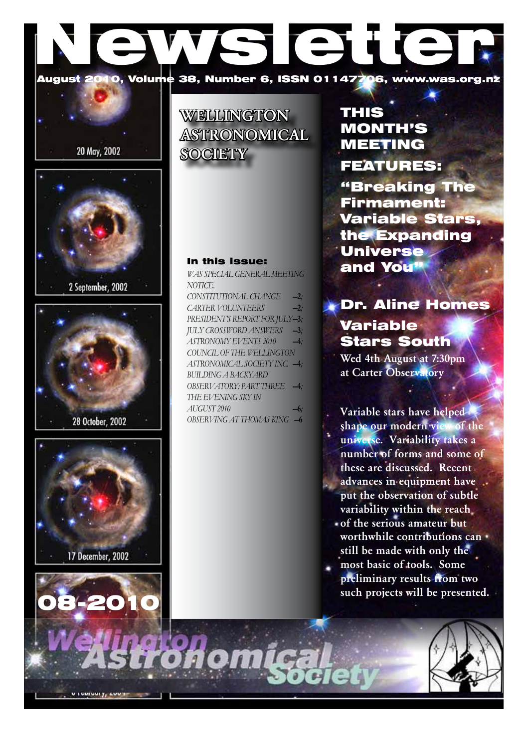# Newsletter

August 2010, Volume 38, Number 6, ISSN 01147706, www.was.org.nz

20 May, 2002

2 September, 2002

28 October, 2002

17 December, 2002

08-2010

## WELLINGTON ASTRONOMICAL SOCIETY

### In this issue:

*WAS SPECIAL GENERAL MEETING NOTICE.*
*CONSTITUTIONAL CHANGE* –2;
*CARTER VOLUNTEERS* –2;
*PRESIDENT'S REPORT FOR JULY* –3;
*JULY CROSSWORD ANSWERS* –3;
*ASTRONOMY EVENTS 2010* –4;
*COUNCIL OF THE WELLINGTON ASTRONOMICAL SOCIETY INC.* –4;
*BUILDING A BACKYARD OBSERVATORY: PART THREE* –4;
*THE EVENING SKY IN AUGUST 2010* –6;
*OBSERVING AT THOMAS KING* –6

## THIS MONTH'S MEETING FEATURES:

### "Breaking The Firmament: Variable Stars, the Expanding Universe and You"

### Dr. Aline Homes Variable Stars South

**Wed 4th August at 7:30pm at Carter Observatory**

**Variable stars have helped shape our modern view of the universe. Variability takes a number of forms and some of these are discussed. Recent advances in equipment have put the observation of subtle variability within the reach of the serious amateur but worthwhile contributions can still be made with only the most basic of tools. Some preliminary results from two such projects will be presented.**

Wellington Astronomical Society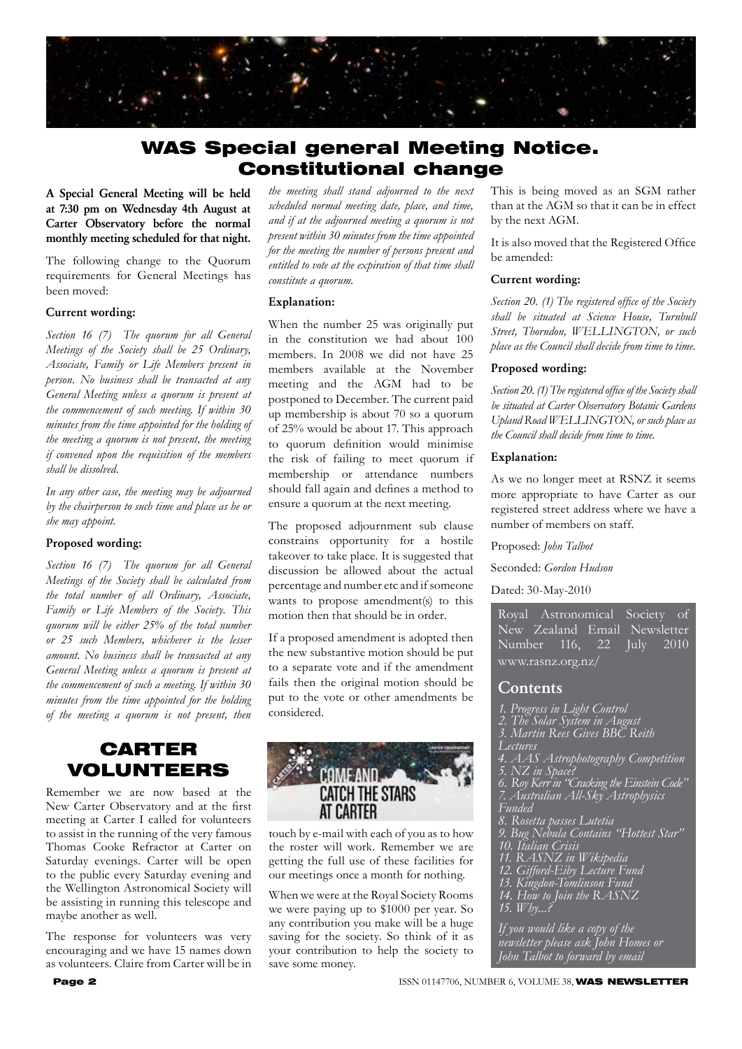# WAS Special general Meeting Notice. Constitutional change

**A Special General Meeting will be held at 7:30 pm on Wednesday 4th August at Carter Observatory before the normal monthly meeting scheduled for that night.**

The following change to the Quorum requirements for General Meetings has been moved:

**Current wording:**

*Section 16 (7) The quorum for all General Meetings of the Society shall be 25 Ordinary, Associate, Family or Life Members present in person. No business shall be transacted at any General Meeting unless a quorum is present at the commencement of such meeting. If within 30 minutes from the time appointed for the holding of the meeting a quorum is not present, the meeting if convened upon the requisition of the members shall be dissolved.*

*In any other case, the meeting may be adjourned by the chairperson to such time and place as he or she may appoint.*

**Proposed wording:**

*Section 16 (7) The quorum for all General Meetings of the Society shall be calculated from the total number of all Ordinary, Associate, Family or Life Members of the Society. This quorum will be either 25% of the total number or 25 such Members, whichever is the lesser amount. No business shall be transacted at any General Meeting unless a quorum is present at the commencement of such a meeting. If within 30 minutes from the time appointed for the holding of the meeting a quorum is not present, then the meeting shall stand adjourned to the next scheduled normal meeting date, place, and time, and if at the adjourned meeting a quorum is not present within 30 minutes from the time appointed for the meeting the number of persons present and entitled to vote at the expiration of that time shall constitute a quorum.*

**Explanation:**

When the number 25 was originally put in the constitution we had about 100 members. In 2008 we did not have 25 members available at the November meeting and the AGM had to be postponed to December. The current paid up membership is about 70 so a quorum of 25% would be about 17. This approach to quorum definition would minimise the risk of failing to meet quorum if membership or attendance numbers should fall again and defines a method to ensure a quorum at the next meeting.

The proposed adjournment sub clause constrains opportunity for a hostile takeover to take place. It is suggested that discussion be allowed about the actual percentage and number etc and if someone wants to propose amendment(s) to this motion then that should be in order.

If a proposed amendment is adopted then the new substantive motion should be put to a separate vote and if the amendment fails then the original motion should be put to the vote or other amendments be considered.

This is being moved as an SGM rather than at the AGM so that it can be in effect by the next AGM.

It is also moved that the Registered Office be amended:

**Current wording:**

*Section 20. (1) The registered office of the Society shall be situated at Science House, Turnbull Street, Thorndon, WELLINGTON, or such place as the Council shall decide from time to time.*

**Proposed wording:**

*Section 20. (1) The registered office of the Society shall be situated at Carter Observatory Botanic Gardens Upland Road WELLINGTON, or such place as the Council shall decide from time to time.*

**Explanation:**

As we no longer meet at RSNZ it seems more appropriate to have Carter as our registered street address where we have a number of members on staff.

Proposed: *John Talbot*

Seconded: *Gordon Hudson*

Dated: 30-May-2010

# CARTER VOLUNTEERS

Remember we are now based at the New Carter Observatory and at the first meeting at Carter I called for volunteers to assist in the running of the very famous Thomas Cooke Refractor at Carter on Saturday evenings. Carter will be open to the public every Saturday evening and the Wellington Astronomical Society will be assisting in running this telescope and maybe another as well.

The response for volunteers was very encouraging and we have 15 names down as volunteers. Claire from Carter will be in touch by e-mail with each of you as to how the roster will work. Remember we are getting the full use of these facilities for our meetings once a month for nothing.

When we were at the Royal Society Rooms we were paying up to $1000 per year. So any contribution you make will be a huge saving for the society. So think of it as your contribution to help the society to save some money.

---

Royal Astronomical Society of New Zealand Email Newsletter Number 116, 22 July 2010
www.rasnz.org.nz/

## Contents

*1. Progress in Light Control*
*2. The Solar System in August*
*3. Martin Rees Gives BBC Reith Lectures*
*4. AAS Astrophotography Competition*
*5. NZ in Space?*
*6. Roy Kerr in "Cracking the Einstein Code"*
*7. Australian All-Sky Astrophysics Funded*
*8. Rosetta passes Lutetia*
*9. Bug Nebula Contains "Hottest Star"*
*10. Italian Crisis*
*11. RASNZ in Wikipedia*
*12. Gifford-Eiby Lecture Fund*
*13. Kingdon-Tomlinson Fund*
*14. How to Join the RASNZ*
*15. Why...?*

*If you would like a copy of the newsletter please ask John Homes or John Talbot to forward by email*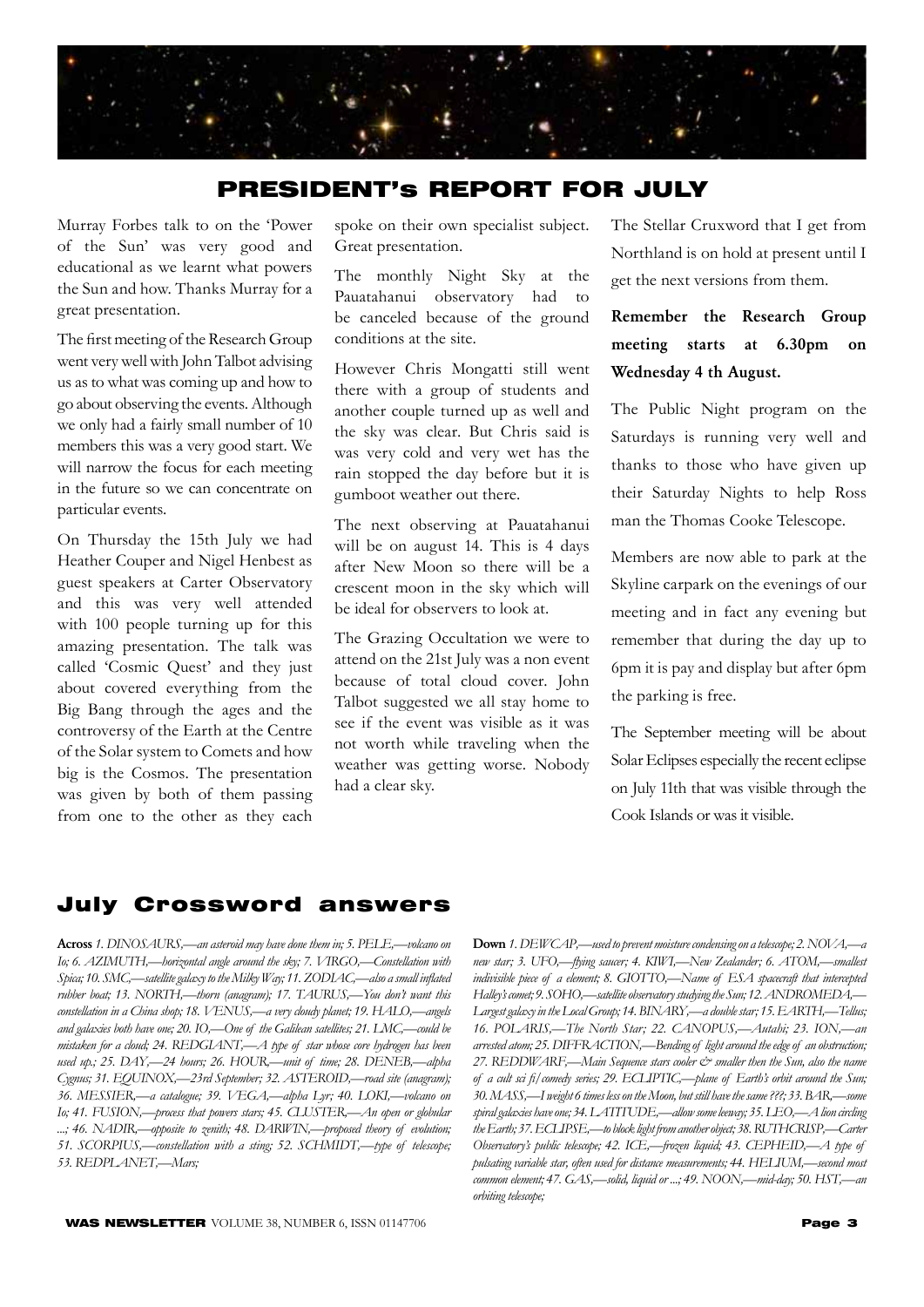# PRESIDENT's REPORT FOR JULY

Murray Forbes talk to on the 'Power of the Sun' was very good and educational as we learnt what powers the Sun and how. Thanks Murray for a great presentation.

The first meeting of the Research Group went very well with John Talbot advising us as to what was coming up and how to go about observing the events. Although we only had a fairly small number of 10 members this was a very good start. We will narrow the focus for each meeting in the future so we can concentrate on particular events.

On Thursday the 15th July we had Heather Couper and Nigel Henbest as guest speakers at Carter Observatory and this was very well attended with 100 people turning up for this amazing presentation. The talk was called 'Cosmic Quest' and they just about covered everything from the Big Bang through the ages and the controversy of the Earth at the Centre of the Solar system to Comets and how big is the Cosmos. The presentation was given by both of them passing from one to the other as they each spoke on their own specialist subject. Great presentation.

The monthly Night Sky at the Pauatahanui observatory had to be canceled because of the ground conditions at the site.

However Chris Mongatti still went there with a group of students and another couple turned up as well and the sky was clear. But Chris said is was very cold and very wet has the rain stopped the day before but it is gumboot weather out there.

The next observing at Pauatahanui will be on august 14. This is 4 days after New Moon so there will be a crescent moon in the sky which will be ideal for observers to look at.

The Grazing Occultation we were to attend on the 21st July was a non event because of total cloud cover. John Talbot suggested we all stay home to see if the event was visible as it was not worth while traveling when the weather was getting worse. Nobody had a clear sky.

The Stellar Cruxword that I get from Northland is on hold at present until I get the next versions from them.

**Remember the Research Group meeting starts at 6.30pm on Wednesday 4 th August.**

The Public Night program on the Saturdays is running very well and thanks to those who have given up their Saturday Nights to help Ross man the Thomas Cooke Telescope.

Members are now able to park at the Skyline carpark on the evenings of our meeting and in fact any evening but remember that during the day up to 6pm it is pay and display but after 6pm the parking is free.

The September meeting will be about Solar Eclipses especially the recent eclipse on July 11th that was visible through the Cook Islands or was it visible.

## July Crossword answers

**Across** *1. DINOSAURS,—an asteroid may have done them in; 5. PELE,—volcano on Io; 6. AZIMUTH,—horizontal angle around the sky; 7. VIRGO,—Constellation with Spica; 10. SMC,—satellite galaxy to the Milky Way; 11. ZODIAC,—also a small inflated rubber boat; 13. NORTH,—thorn (anagram); 17. TAURUS,—You don't want this constellation in a China shop; 18. VENUS,—a very cloudy planet; 19. HALO,—angels and galaxies both have one; 20. IO,—One of the Galilean satellites; 21. LMC,—could be mistaken for a cloud; 24. REDGIANT,—A type of star whose core hydrogen has been used up.; 25. DAY,—24 hours; 26. HOUR,—unit of time; 28. DENEB,—alpha Cygnus; 31. EQUINOX,—23rd September; 32. ASTEROID,—road site (anagram); 36. MESSIER,—a catalogue; 39. VEGA,—alpha Lyr; 40. LOKI,—volcano on Io; 41. FUSION,—process that powers stars; 45. CLUSTER,—An open or globular ...; 46. NADIR,—opposite to zenith; 48. DARWIN,—proposed theory of evolution; 51. SCORPIUS,—constellation with a sting; 52. SCHMIDT,—type of telescope; 53. REDPLANET,—Mars;*

**Down** *1. DEWCAP,—used to prevent moisture condensing on a telescope; 2. NOVA,—a new star; 3. UFO,—flying saucer; 4. KIWI,—New Zealander; 6. ATOM,—smallest indivisible piece of a element; 8. GIOTTO,—Name of ESA spacecraft that intercepted Halley's comet; 9. SOHO,—satellite observatory studying the Sun; 12. ANDROMEDA,—Largest galaxy in the Local Group; 14. BINARY,—a double star; 15. EARTH,—Tellus; 16. POLARIS,—The North Star; 22. CANOPUS,—Autahi; 23. ION,—an arrested atom; 25. DIFFRACTION,—Bending of light around the edge of an obstruction; 27. REDDWARF,—Main Sequence stars cooler & smaller then the Sun, also the name of a cult sci fi/comedy series; 29. ECLIPTIC,—plane of Earth's orbit around the Sun; 30. MASS,—I weight 6 times less on the Moon, but still have the same ???; 33. BAR,—some spiral galaxies have one; 34. LATITUDE,—allow some leeway; 35. LEO,—A lion circling the Earth; 37. ECLIPSE,—to block light from another object; 38. RUTHCRISP,—Carter Observatory's public telescope; 42. ICE,—frozen liquid; 43. CEPHEID,—A type of pulsating variable star, often used for distance measurements; 44. HELIUM,—second most common element; 47. GAS,—solid, liquid or ...; 49. NOON,—mid-day; 50. HST,—an orbiting telescope;*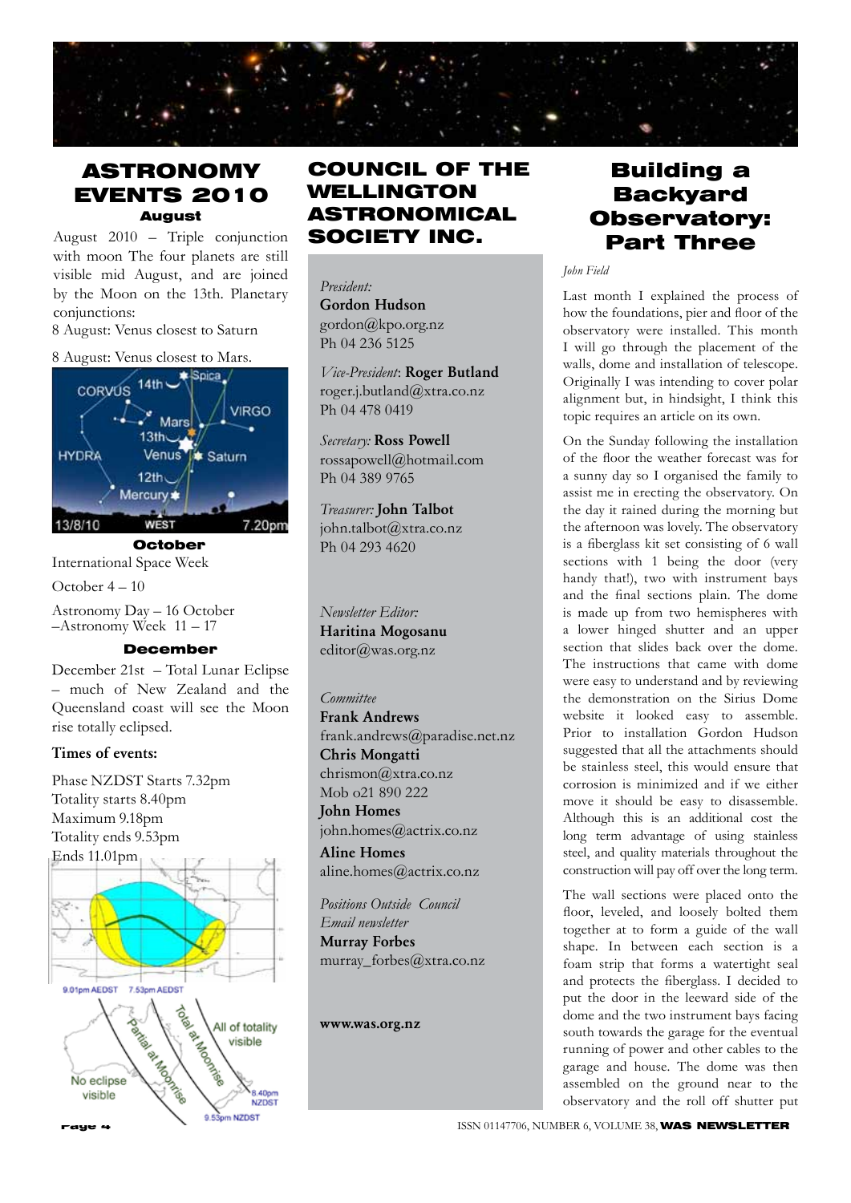# ASTRONOMY EVENTS 2010

### August

August 2010 – Triple conjunction with moon The four planets are still visible mid August, and are joined by the Moon on the 13th. Planetary conjunctions:

8 August: Venus closest to Saturn

8 August: Venus closest to Mars.

### October

International Space Week

October 4 – 10

Astronomy Day – 16 October –Astronomy Week 11 – 17

### December

December 21st – Total Lunar Eclipse – much of New Zealand and the Queensland coast will see the Moon rise totally eclipsed.

**Times of events:**

Phase NZDST Starts 7.32pm
Totality starts 8.40pm
Maximum 9.18pm
Totality ends 9.53pm
Ends 11.01pm

# COUNCIL OF THE WELLINGTON ASTRONOMICAL SOCIETY INC.

*President:*
**Gordon Hudson**
gordon@kpo.org.nz
Ph 04 236 5125

*Vice-President*: **Roger Butland**
roger.j.butland@xtra.co.nz
Ph 04 478 0419

*Secretary:* **Ross Powell**
rossapowell@hotmail.com
Ph 04 389 9765

*Treasurer:* **John Talbot**
john.talbot@xtra.co.nz
Ph 04 293 4620

*Newsletter Editor:*
**Haritina Mogosanu**
editor@was.org.nz

*Committee*
**Frank Andrews**
frank.andrews@paradise.net.nz
**Chris Mongatti**
chrismon@xtra.co.nz
Mob o21 890 222
**John Homes**
john.homes@actrix.co.nz
**Aline Homes**
aline.homes@actrix.co.nz

*Positions Outside Council*
*Email newsletter*
**Murray Forbes**
murray_forbes@xtra.co.nz

**www.was.org.nz**

# Building a Backyard Observatory: Part Three

*John Field*

Last month I explained the process of how the foundations, pier and floor of the observatory were installed. This month I will go through the placement of the walls, dome and installation of telescope. Originally I was intending to cover polar alignment but, in hindsight, I think this topic requires an article on its own.

On the Sunday following the installation of the floor the weather forecast was for a sunny day so I organised the family to assist me in erecting the observatory. On the day it rained during the morning but the afternoon was lovely. The observatory is a fiberglass kit set consisting of 6 wall sections with 1 being the door (very handy that!), two with instrument bays and the final sections plain. The dome is made up from two hemispheres with a lower hinged shutter and an upper section that slides back over the dome. The instructions that came with dome were easy to understand and by reviewing the demonstration on the Sirius Dome website it looked easy to assemble. Prior to installation Gordon Hudson suggested that all the attachments should be stainless steel, this would ensure that corrosion is minimized and if we either move it should be easy to disassemble. Although this is an additional cost the long term advantage of using stainless steel, and quality materials throughout the construction will pay off over the long term.

The wall sections were placed onto the floor, leveled, and loosely bolted them together at to form a guide of the wall shape. In between each section is a foam strip that forms a watertight seal and protects the fiberglass. I decided to put the door in the leeward side of the dome and the two instrument bays facing south towards the garage for the eventual running of power and other cables to the garage and house. The dome was then assembled on the ground near to the observatory and the roll off shutter put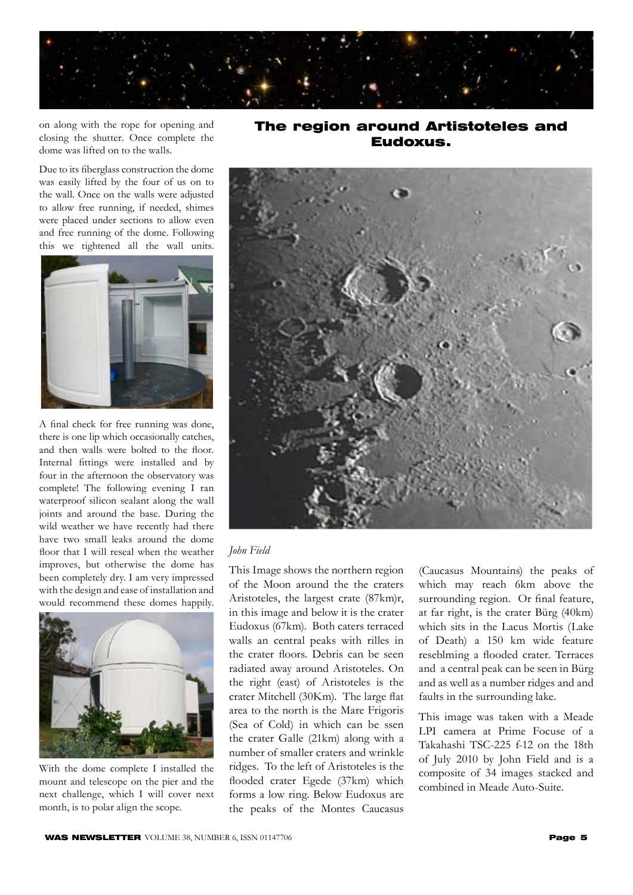on along with the rope for opening and closing the shutter. Once complete the dome was lifted on to the walls.

Due to its fiberglass construction the dome was easily lifted by the four of us on to the wall. Once on the walls were adjusted to allow free running, if needed, shimes were placed under sections to allow even and free running of the dome. Following this we tightened all the wall units.

A final check for free running was done, there is one lip which occasionally catches, and then walls were bolted to the floor. Internal fittings were installed and by four in the afternoon the observatory was complete! The following evening I ran waterproof silicon sealant along the wall joints and around the base. During the wild weather we have recently had there have two small leaks around the dome floor that I will reseal when the weather improves, but otherwise the dome has been completely dry. I am very impressed with the design and ease of installation and would recommend these domes happily.

With the dome complete I installed the mount and telescope on the pier and the next challenge, which I will cover next month, is to polar align the scope.

## The region around Artistoteles and Eudoxus.

*John Field*

This Image shows the northern region of the Moon around the the craters Aristoteles, the largest crate (87km)r, in this image and below it is the crater Eudoxus (67km). Both caters terraced walls an central peaks with rilles in the crater floors. Debris can be seen radiated away around Aristoteles. On the right (east) of Aristoteles is the crater Mitchell (30Km). The large flat area to the north is the Mare Frigoris (Sea of Cold) in which can be ssen the crater Galle (21km) along with a number of smaller craters and wrinkle ridges. To the left of Aristoteles is the flooded crater Egede (37km) which forms a low ring. Below Eudoxus are the peaks of the Montes Caucasus (Caucasus Mountains) the peaks of which may reach 6km above the surrounding region. Or final feature, at far right, is the crater Bürg (40km) which sits in the Lacus Mortis (Lake of Death) a 150 km wide feature reseblming a flooded crater. Terraces and a central peak can be seen in Bürg and as well as a number ridges and and faults in the surrounding lake.

This image was taken with a Meade LPI camera at Prime Focuse of a Takahashi TSC-225 f-12 on the 18th of July 2010 by John Field and is a composite of 34 images stacked and combined in Meade Auto-Suite.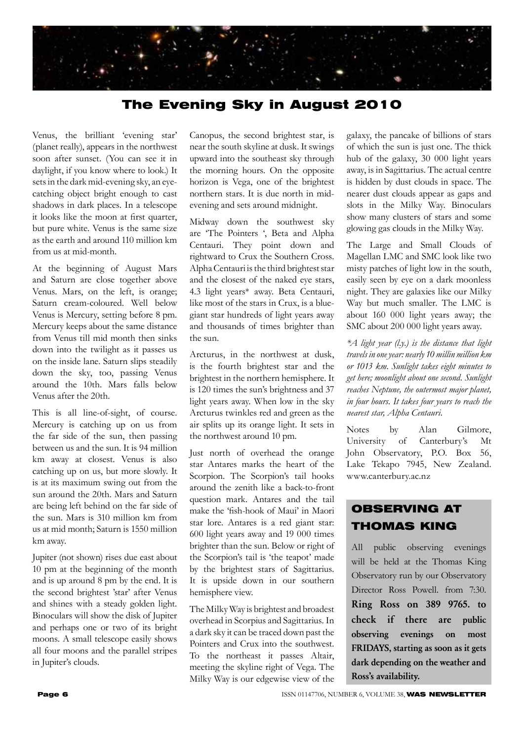# The Evening Sky in August 2010

Venus, the brilliant 'evening star' (planet really), appears in the northwest soon after sunset. (You can see it in daylight, if you know where to look.) It sets in the dark mid-evening sky, an eye-catching object bright enough to cast shadows in dark places. In a telescope it looks like the moon at first quarter, but pure white. Venus is the same size as the earth and around 110 million km from us at mid-month.

At the beginning of August Mars and Saturn are close together above Venus. Mars, on the left, is orange; Saturn cream-coloured. Well below Venus is Mercury, setting before 8 pm. Mercury keeps about the same distance from Venus till mid month then sinks down into the twilight as it passes us on the inside lane. Saturn slips steadily down the sky, too, passing Venus around the 10th. Mars falls below Venus after the 20th.

This is all line-of-sight, of course. Mercury is catching up on us from the far side of the sun, then passing between us and the sun. It is 94 million km away at closest. Venus is also catching up on us, but more slowly. It is at its maximum swing out from the sun around the 20th. Mars and Saturn are being left behind on the far side of the sun. Mars is 310 million km from us at mid month; Saturn is 1550 million km away.

Jupiter (not shown) rises due east about 10 pm at the beginning of the month and is up around 8 pm by the end. It is the second brightest 'star' after Venus and shines with a steady golden light. Binoculars will show the disk of Jupiter and perhaps one or two of its bright moons. A small telescope easily shows all four moons and the parallel stripes in Jupiter's clouds.

Canopus, the second brightest star, is near the south skyline at dusk. It swings upward into the southeast sky through the morning hours. On the opposite horizon is Vega, one of the brightest northern stars. It is due north in mid-evening and sets around midnight.

Midway down the southwest sky are 'The Pointers ', Beta and Alpha Centauri. They point down and rightward to Crux the Southern Cross. Alpha Centauri is the third brightest star and the closest of the naked eye stars, 4.3 light years* away. Beta Centauri, like most of the stars in Crux, is a blue-giant star hundreds of light years away and thousands of times brighter than the sun.

Arcturus, in the northwest at dusk, is the fourth brightest star and the brightest in the northern hemisphere. It is 120 times the sun's brightness and 37 light years away. When low in the sky Arcturus twinkles red and green as the air splits up its orange light. It sets in the northwest around 10 pm.

Just north of overhead the orange star Antares marks the heart of the Scorpion. The Scorpion's tail hooks around the zenith like a back-to-front question mark. Antares and the tail make the 'fish-hook of Maui' in Maori star lore. Antares is a red giant star: 600 light years away and 19 000 times brighter than the sun. Below or right of the Scorpion's tail is 'the teapot' made by the brightest stars of Sagittarius. It is upside down in our southern hemisphere view.

The Milky Way is brightest and broadest overhead in Scorpius and Sagittarius. In a dark sky it can be traced down past the Pointers and Crux into the southwest. To the northeast it passes Altair, meeting the skyline right of Vega. The Milky Way is our edgewise view of the galaxy, the pancake of billions of stars of which the sun is just one. The thick hub of the galaxy, 30 000 light years away, is in Sagittarius. The actual centre is hidden by dust clouds in space. The nearer dust clouds appear as gaps and slots in the Milky Way. Binoculars show many clusters of stars and some glowing gas clouds in the Milky Way.

The Large and Small Clouds of Magellan LMC and SMC look like two misty patches of light low in the south, easily seen by eye on a dark moonless night. They are galaxies like our Milky Way but much smaller. The LMC is about 160 000 light years away; the SMC about 200 000 light years away.

*\*A light year (l.y.) is the distance that light travels in one year: nearly 10 millin million km or 1013 km. Sunlight takes eight minutes to get here; moonlight about one second. Sunlight reaches Neptune, the outermost major planet, in four hours. It takes four years to reach the nearest star, Alpha Centauri.*

Notes by Alan Gilmore, University of Canterbury's Mt John Observatory, P.O. Box 56, Lake Tekapo 7945, New Zealand. www.canterbury.ac.nz

## OBSERVING AT THOMAS KING

All public observing evenings will be held at the Thomas King Observatory run by our Observatory Director Ross Powell. from 7:30. **Ring Ross on 389 9765. to check if there are public observing evenings on most FRIDAYS, starting as soon as it gets dark depending on the weather and Ross's availability.**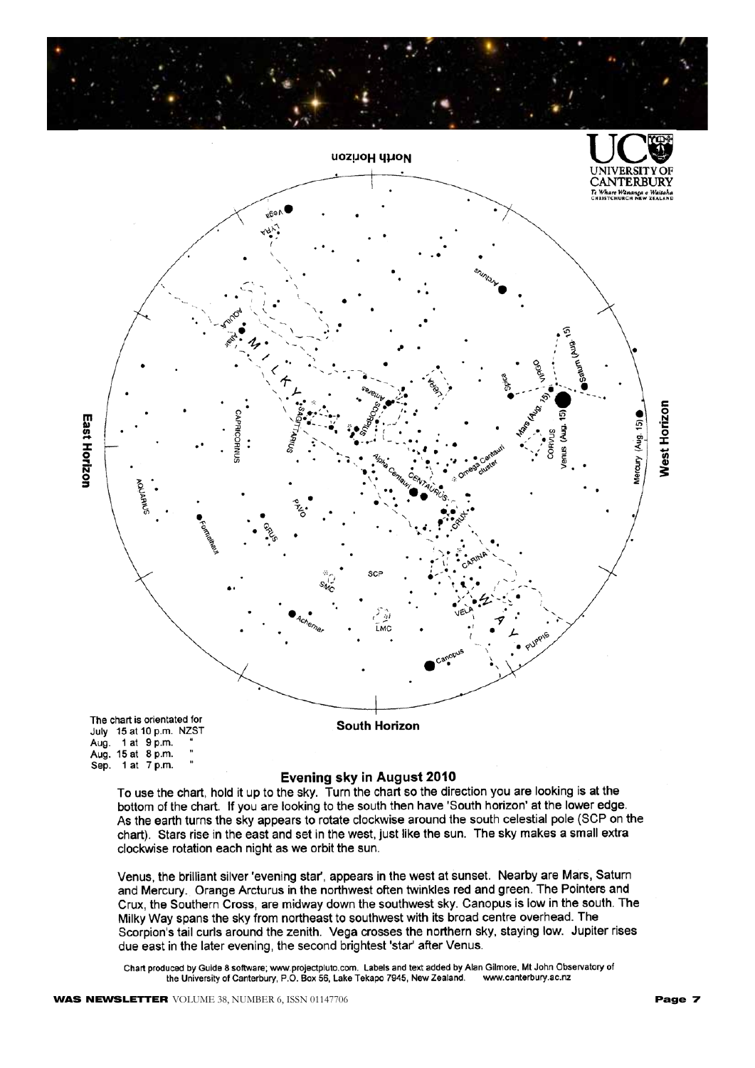The chart is orientated for
July 15 at 10 p.m. NZST
Aug. 1 at 9 p.m. "
Aug. 15 at 8 p.m. "
Sep. 1 at 7 p.m. "

## Evening sky in August 2010

To use the chart, hold it up to the sky. Turn the chart so the direction you are looking is at the bottom of the chart. If you are looking to the south then have 'South horizon' at the lower edge. As the earth turns the sky appears to rotate clockwise around the south celestial pole (SCP on the chart). Stars rise in the east and set in the west, just like the sun. The sky makes a small extra clockwise rotation each night as we orbit the sun.

Venus, the brilliant silver 'evening star', appears in the west at sunset. Nearby are Mars, Saturn and Mercury. Orange Arcturus in the northwest often twinkles red and green. The Pointers and Crux, the Southern Cross, are midway down the southwest sky. Canopus is low in the south. The Milky Way spans the sky from northeast to southwest with its broad centre overhead. The Scorpion's tail curls around the zenith. Vega crosses the northern sky, staying low. Jupiter rises due east in the later evening, the second brightest 'star' after Venus.

Chart produced by Guide 8 software; www.projectpluto.com. Labels and text added by Alan Gilmore, Mt John Observatory of the University of Canterbury, P.O. Box 56, Lake Tekapo 7945, New Zealand. www.canterbury.ac.nz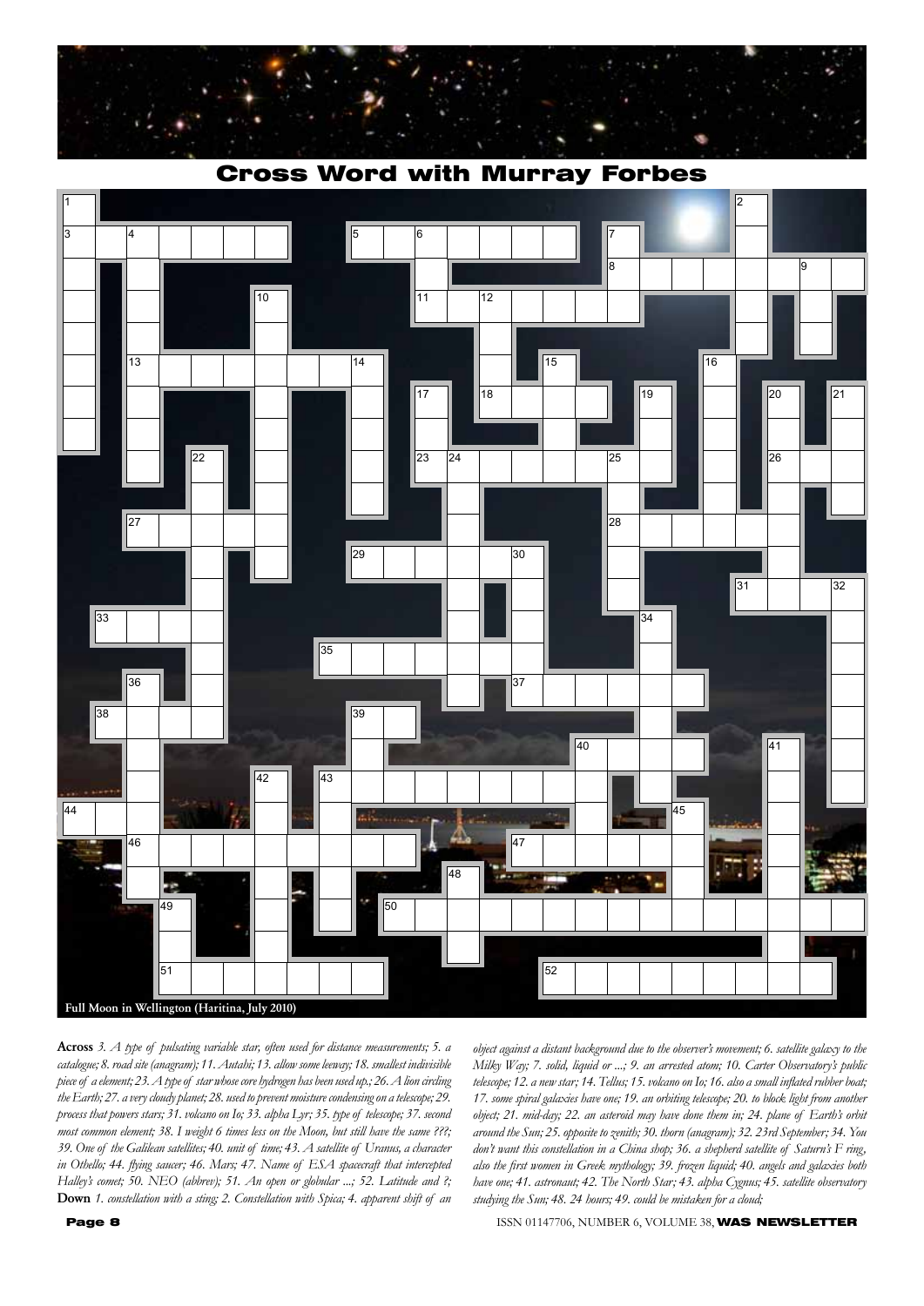# Cross Word with Murray Forbes

Full Moon in Wellington (Haritina, July 2010)

**Across** *3. A type of pulsating variable star, often used for distance measurements; 5. a catalogue; 8. road site (anagram); 11. Antahi; 13. allow some leeway; 18. smallest indivisible piece of a element; 23. A type of star whose core hydrogen has been used up.; 26. A lion circling the Earth; 27. a very cloudy planet; 28. used to prevent moisture condensing on a telescope; 29. process that powers stars; 31. volcano on Io; 33. alpha Lyr; 35. type of telescope; 37. second most common element; 38. I weight 6 times less on the Moon, but still have the same ???; 39. One of the Galilean satellites; 40. unit of time; 43. A satellite of Uranus, a character in Othello; 44. flying saucer; 46. Mars; 47. Name of ESA spacecraft that intercepted Halley's comet; 50. NEO (abbrev); 51. An open or globular ...; 52. Latitude and ?;*

**Down** *1. constellation with a sting; 2. Constellation with Spica; 4. apparent shift of an object against a distant background due to the observer's movement; 6. satellite galaxy to the Milky Way; 7. solid, liquid or ...; 9. an arrested atom; 10. Carter Observatory's public telescope; 12. a new star; 14. Tellus; 15. volcano on Io; 16. also a small inflated rubber boat; 17. some spiral galaxies have one; 19. an orbiting telescope; 20. to block light from another object; 21. mid-day; 22. an asteroid may have done them in; 24. plane of Earth's orbit around the Sun; 25. opposite to zenith; 30. thorn (anagram); 32. 23rd September; 34. You don't want this constellation in a China shop; 36. a shepherd satellite of Saturn's F ring, also the first women in Greek mythology; 39. frozen liquid; 40. angels and galaxies both have one; 41. astronaut; 42. The North Star; 43. alpha Cygnus; 45. satellite observatory studying the Sun; 48. 24 hours; 49. could be mistaken for a cloud;*

ISSN 01147706, NUMBER 6, VOLUME 38, **WAS NEWSLETTER**